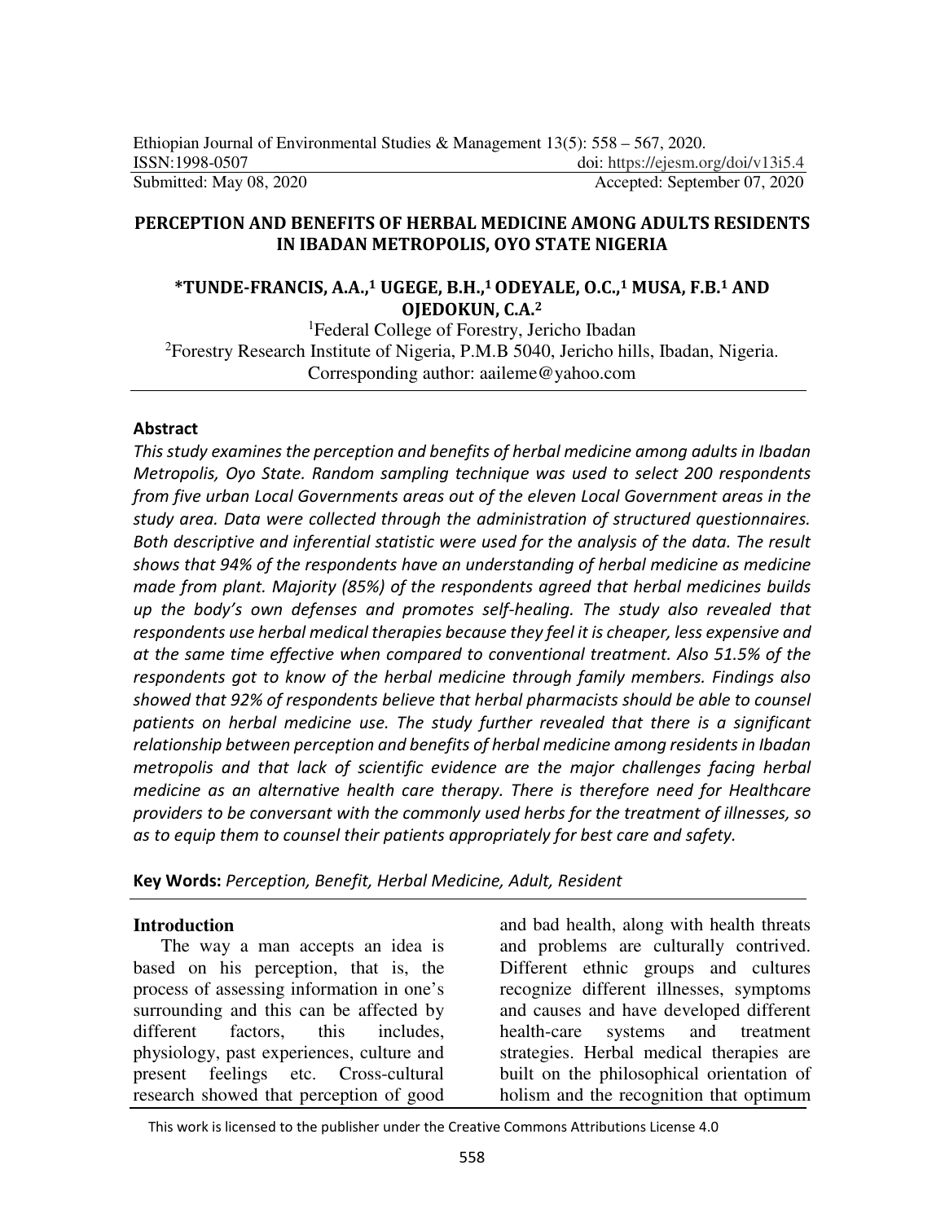Ethiopian Journal of Environmental Studies & Management 13(5): 558 – 567, 2020.
ISSN:1998-0507 doi: https://ejesm.org/doi/v13i5.4
Submitted: May 08, 2020 Accepted: September 07, 2020

# PERCEPTION AND BENEFITS OF HERBAL MEDICINE AMONG ADULTS RESIDENTS IN IBADAN METROPOLIS, OYO STATE NIGERIA

**\*TUNDE-FRANCIS, A.A.,[1] UGEGE, B.H.,[1] ODEYALE, O.C.,[1] MUSA, F.B.[1] AND OJEDOKUN, C.A.[2]**

[1]Federal College of Forestry, Jericho Ibadan
[2]Forestry Research Institute of Nigeria, P.M.B 5040, Jericho hills, Ibadan, Nigeria.
Corresponding author: aaileme@yahoo.com

## Abstract

*This study examines the perception and benefits of herbal medicine among adults in Ibadan Metropolis, Oyo State. Random sampling technique was used to select 200 respondents from five urban Local Governments areas out of the eleven Local Government areas in the study area. Data were collected through the administration of structured questionnaires. Both descriptive and inferential statistic were used for the analysis of the data. The result shows that 94% of the respondents have an understanding of herbal medicine as medicine made from plant. Majority (85%) of the respondents agreed that herbal medicines builds up the body's own defenses and promotes self-healing. The study also revealed that respondents use herbal medical therapies because they feel it is cheaper, less expensive and at the same time effective when compared to conventional treatment. Also 51.5% of the respondents got to know of the herbal medicine through family members. Findings also showed that 92% of respondents believe that herbal pharmacists should be able to counsel patients on herbal medicine use. The study further revealed that there is a significant relationship between perception and benefits of herbal medicine among residents in Ibadan metropolis and that lack of scientific evidence are the major challenges facing herbal medicine as an alternative health care therapy. There is therefore need for Healthcare providers to be conversant with the commonly used herbs for the treatment of illnesses, so as to equip them to counsel their patients appropriately for best care and safety.*

**Key Words:** *Perception, Benefit, Herbal Medicine, Adult, Resident*

## Introduction

The way a man accepts an idea is based on his perception, that is, the process of assessing information in one's surrounding and this can be affected by different factors, this includes, physiology, past experiences, culture and present feelings etc. Cross-cultural research showed that perception of good and bad health, along with health threats and problems are culturally contrived. Different ethnic groups and cultures recognize different illnesses, symptoms and causes and have developed different health-care systems and treatment strategies. Herbal medical therapies are built on the philosophical orientation of holism and the recognition that optimum

This work is licensed to the publisher under the Creative Commons Attributions License 4.0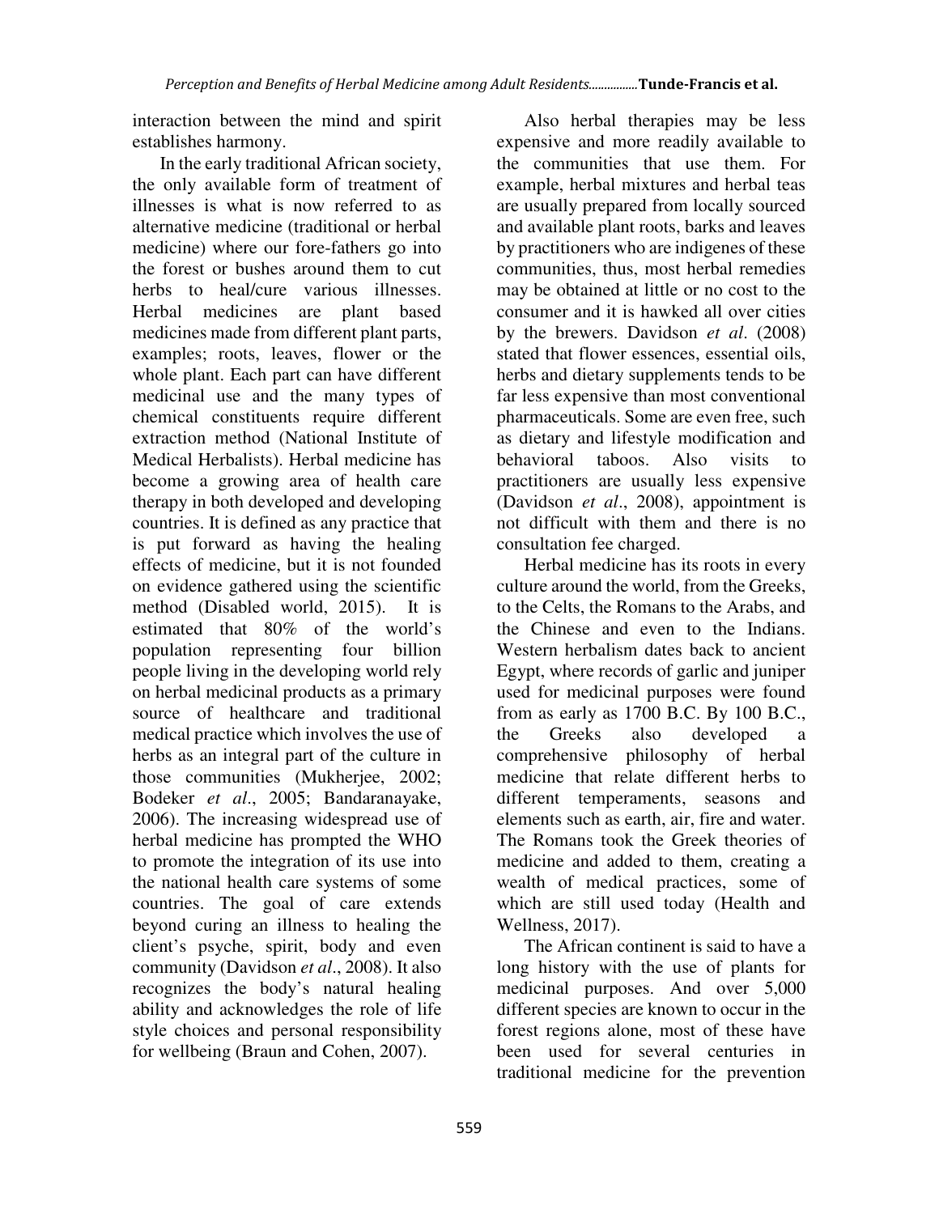interaction between the mind and spirit establishes harmony.

In the early traditional African society, the only available form of treatment of illnesses is what is now referred to as alternative medicine (traditional or herbal medicine) where our fore-fathers go into the forest or bushes around them to cut herbs to heal/cure various illnesses. Herbal medicines are plant based medicines made from different plant parts, examples; roots, leaves, flower or the whole plant. Each part can have different medicinal use and the many types of chemical constituents require different extraction method (National Institute of Medical Herbalists). Herbal medicine has become a growing area of health care therapy in both developed and developing countries. It is defined as any practice that is put forward as having the healing effects of medicine, but it is not founded on evidence gathered using the scientific method (Disabled world, 2015). It is estimated that 80% of the world's population representing four billion people living in the developing world rely on herbal medicinal products as a primary source of healthcare and traditional medical practice which involves the use of herbs as an integral part of the culture in those communities (Mukherjee, 2002; Bodeker *et al*., 2005; Bandaranayake, 2006). The increasing widespread use of herbal medicine has prompted the WHO to promote the integration of its use into the national health care systems of some countries. The goal of care extends beyond curing an illness to healing the client's psyche, spirit, body and even community (Davidson *et al*., 2008). It also recognizes the body's natural healing ability and acknowledges the role of life style choices and personal responsibility for wellbeing (Braun and Cohen, 2007).

Also herbal therapies may be less expensive and more readily available to the communities that use them. For example, herbal mixtures and herbal teas are usually prepared from locally sourced and available plant roots, barks and leaves by practitioners who are indigenes of these communities, thus, most herbal remedies may be obtained at little or no cost to the consumer and it is hawked all over cities by the brewers. Davidson *et al*. (2008) stated that flower essences, essential oils, herbs and dietary supplements tends to be far less expensive than most conventional pharmaceuticals. Some are even free, such as dietary and lifestyle modification and behavioral taboos. Also visits to practitioners are usually less expensive (Davidson *et al*., 2008), appointment is not difficult with them and there is no consultation fee charged.

Herbal medicine has its roots in every culture around the world, from the Greeks, to the Celts, the Romans to the Arabs, and the Chinese and even to the Indians. Western herbalism dates back to ancient Egypt, where records of garlic and juniper used for medicinal purposes were found from as early as 1700 B.C. By 100 B.C., the Greeks also developed a comprehensive philosophy of herbal medicine that relate different herbs to different temperaments, seasons and elements such as earth, air, fire and water. The Romans took the Greek theories of medicine and added to them, creating a wealth of medical practices, some of which are still used today (Health and Wellness, 2017).

The African continent is said to have a long history with the use of plants for medicinal purposes. And over 5,000 different species are known to occur in the forest regions alone, most of these have been used for several centuries in traditional medicine for the prevention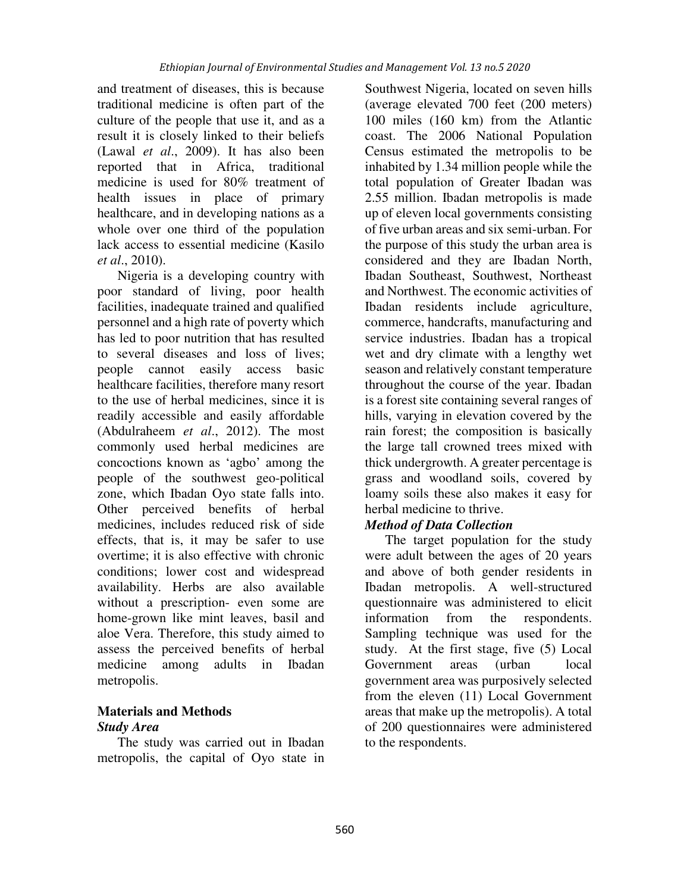and treatment of diseases, this is because traditional medicine is often part of the culture of the people that use it, and as a result it is closely linked to their beliefs (Lawal *et al*., 2009). It has also been reported that in Africa, traditional medicine is used for 80% treatment of health issues in place of primary healthcare, and in developing nations as a whole over one third of the population lack access to essential medicine (Kasilo *et al*., 2010).

Nigeria is a developing country with poor standard of living, poor health facilities, inadequate trained and qualified personnel and a high rate of poverty which has led to poor nutrition that has resulted to several diseases and loss of lives; people cannot easily access basic healthcare facilities, therefore many resort to the use of herbal medicines, since it is readily accessible and easily affordable (Abdulraheem *et al*., 2012). The most commonly used herbal medicines are concoctions known as 'agbo' among the people of the southwest geo-political zone, which Ibadan Oyo state falls into. Other perceived benefits of herbal medicines, includes reduced risk of side effects, that is, it may be safer to use overtime; it is also effective with chronic conditions; lower cost and widespread availability. Herbs are also available without a prescription- even some are home-grown like mint leaves, basil and aloe Vera. Therefore, this study aimed to assess the perceived benefits of herbal medicine among adults in Ibadan metropolis.

## Materials and Methods

### *Study Area*

The study was carried out in Ibadan metropolis, the capital of Oyo state in Southwest Nigeria, located on seven hills (average elevated 700 feet (200 meters) 100 miles (160 km) from the Atlantic coast. The 2006 National Population Census estimated the metropolis to be inhabited by 1.34 million people while the total population of Greater Ibadan was 2.55 million. Ibadan metropolis is made up of eleven local governments consisting of five urban areas and six semi-urban. For the purpose of this study the urban area is considered and they are Ibadan North, Ibadan Southeast, Southwest, Northeast and Northwest. The economic activities of Ibadan residents include agriculture, commerce, handcrafts, manufacturing and service industries. Ibadan has a tropical wet and dry climate with a lengthy wet season and relatively constant temperature throughout the course of the year. Ibadan is a forest site containing several ranges of hills, varying in elevation covered by the rain forest; the composition is basically the large tall crowned trees mixed with thick undergrowth. A greater percentage is grass and woodland soils, covered by loamy soils these also makes it easy for herbal medicine to thrive.

### *Method of Data Collection*

The target population for the study were adult between the ages of 20 years and above of both gender residents in Ibadan metropolis. A well-structured questionnaire was administered to elicit information from the respondents. Sampling technique was used for the study. At the first stage, five (5) Local Government areas (urban local government area was purposively selected from the eleven (11) Local Government areas that make up the metropolis). A total of 200 questionnaires were administered to the respondents.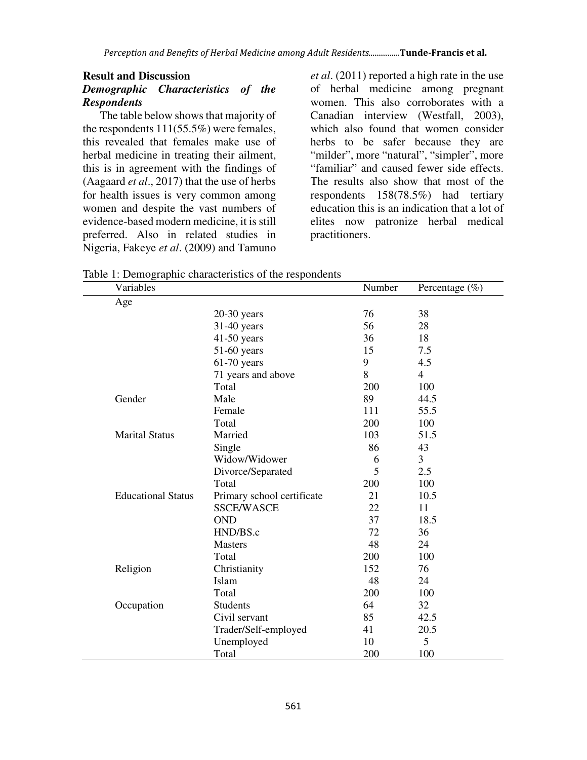## Result and Discussion

### *Demographic Characteristics of the Respondents*

The table below shows that majority of the respondents 111(55.5%) were females, this revealed that females make use of herbal medicine in treating their ailment, this is in agreement with the findings of (Aagaard *et al*., 2017) that the use of herbs for health issues is very common among women and despite the vast numbers of evidence-based modern medicine, it is still preferred. Also in related studies in Nigeria, Fakeye *et al*. (2009) and Tamuno *et al*. (2011) reported a high rate in the use of herbal medicine among pregnant women. This also corroborates with a Canadian interview (Westfall, 2003), which also found that women consider herbs to be safer because they are "milder", more "natural", "simpler", more "familiar" and caused fewer side effects. The results also show that most of the respondents 158(78.5%) had tertiary education this is an indication that a lot of elites now patronize herbal medical practitioners.

Table 1: Demographic characteristics of the respondents

| Variables | | Number | Percentage (%) |
|---|---|---|---|
| Age | | | |
| | 20-30 years | 76 | 38 |
| | 31-40 years | 56 | 28 |
| | 41-50 years | 36 | 18 |
| | 51-60 years | 15 | 7.5 |
| | 61-70 years | 9 | 4.5 |
| | 71 years and above | 8 | 4 |
| | Total | 200 | 100 |
| Gender | Male | 89 | 44.5 |
| | Female | 111 | 55.5 |
| | Total | 200 | 100 |
| Marital Status | Married | 103 | 51.5 |
| | Single | 86 | 43 |
| | Widow/Widower | 6 | 3 |
| | Divorce/Separated | 5 | 2.5 |
| | Total | 200 | 100 |
| Educational Status | Primary school certificate | 21 | 10.5 |
| | SSCE/WASCE | 22 | 11 |
| | OND | 37 | 18.5 |
| | HND/BS.c | 72 | 36 |
| | Masters | 48 | 24 |
| | Total | 200 | 100 |
| Religion | Christianity | 152 | 76 |
| | Islam | 48 | 24 |
| | Total | 200 | 100 |
| Occupation | Students | 64 | 32 |
| | Civil servant | 85 | 42.5 |
| | Trader/Self-employed | 41 | 20.5 |
| | Unemployed | 10 | 5 |
| | Total | 200 | 100 |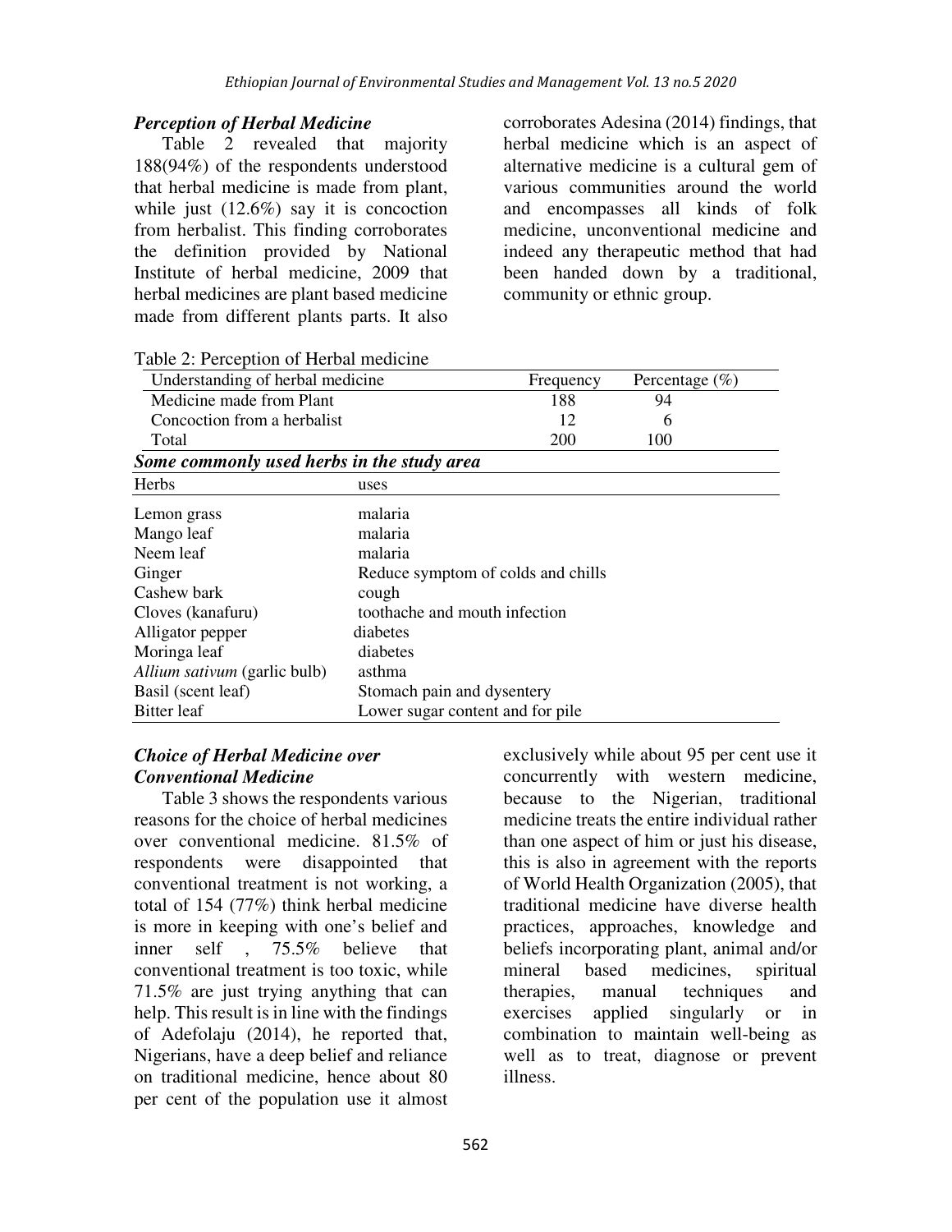### *Perception of Herbal Medicine*

Table 2 revealed that majority 188(94%) of the respondents understood that herbal medicine is made from plant, while just (12.6%) say it is concoction from herbalist. This finding corroborates the definition provided by National Institute of herbal medicine, 2009 that herbal medicines are plant based medicine made from different plants parts. It also corroborates Adesina (2014) findings, that herbal medicine which is an aspect of alternative medicine is a cultural gem of various communities around the world and encompasses all kinds of folk medicine, unconventional medicine and indeed any therapeutic method that had been handed down by a traditional, community or ethnic group.

Table 2: Perception of Herbal medicine

| Understanding of herbal medicine | Frequency | Percentage (%) |
|---|---|---|
| Medicine made from Plant | 188 | 94 |
| Concoction from a herbalist | 12 | 6 |
| Total | 200 | 100 |

***Some commonly used herbs in the study area***

| Herbs | uses |
|---|---|
| Lemon grass | malaria |
| Mango leaf | malaria |
| Neem leaf | malaria |
| Ginger | Reduce symptom of colds and chills |
| Cashew bark | cough |
| Cloves (kanafuru) | toothache and mouth infection |
| Alligator pepper | diabetes |
| Moringa leaf | diabetes |
| *Allium sativum* (garlic bulb) | asthma |
| Basil (scent leaf) | Stomach pain and dysentery |
| Bitter leaf | Lower sugar content and for pile |

### *Choice of Herbal Medicine over Conventional Medicine*

Table 3 shows the respondents various reasons for the choice of herbal medicines over conventional medicine. 81.5% of respondents were disappointed that conventional treatment is not working, a total of 154 (77%) think herbal medicine is more in keeping with one's belief and inner self , 75.5% believe that conventional treatment is too toxic, while 71.5% are just trying anything that can help. This result is in line with the findings of Adefolaju (2014), he reported that, Nigerians, have a deep belief and reliance on traditional medicine, hence about 80 per cent of the population use it almost exclusively while about 95 per cent use it concurrently with western medicine, because to the Nigerian, traditional medicine treats the entire individual rather than one aspect of him or just his disease, this is also in agreement with the reports of World Health Organization (2005), that traditional medicine have diverse health practices, approaches, knowledge and beliefs incorporating plant, animal and/or mineral based medicines, spiritual therapies, manual techniques and exercises applied singularly or in combination to maintain well-being as well as to treat, diagnose or prevent illness.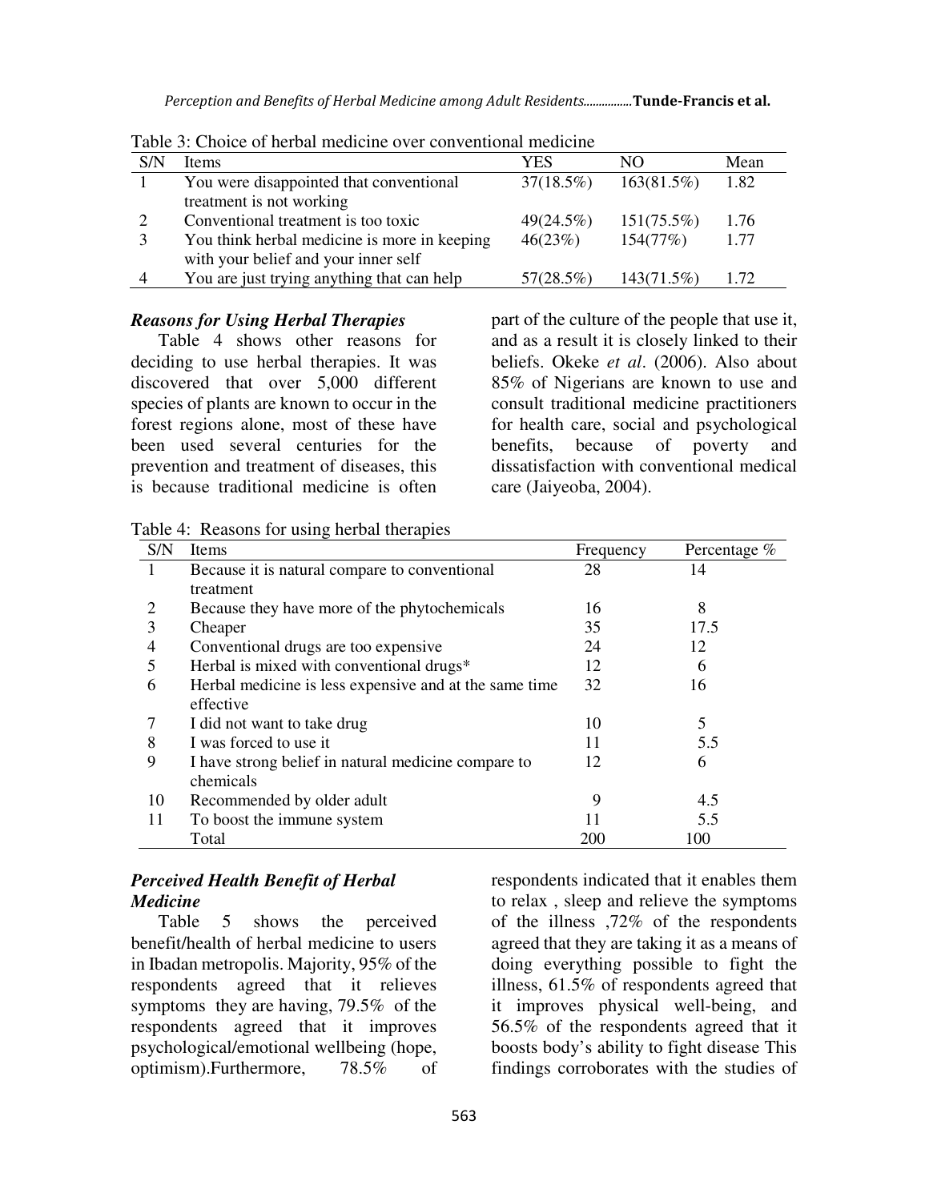Table 3: Choice of herbal medicine over conventional medicine

| S/N | Items | YES | NO | Mean |
|---|---|---|---|---|
| 1 | You were disappointed that conventional treatment is not working | 37(18.5%) | 163(81.5%) | 1.82 |
| 2 | Conventional treatment is too toxic | 49(24.5%) | 151(75.5%) | 1.76 |
| 3 | You think herbal medicine is more in keeping with your belief and your inner self | 46(23%) | 154(77%) | 1.77 |
| 4 | You are just trying anything that can help | 57(28.5%) | 143(71.5%) | 1.72 |

### *Reasons for Using Herbal Therapies*

Table 4 shows other reasons for deciding to use herbal therapies. It was discovered that over 5,000 different species of plants are known to occur in the forest regions alone, most of these have been used several centuries for the prevention and treatment of diseases, this is because traditional medicine is often part of the culture of the people that use it, and as a result it is closely linked to their beliefs. Okeke *et al*. (2006). Also about 85% of Nigerians are known to use and consult traditional medicine practitioners for health care, social and psychological benefits, because of poverty and dissatisfaction with conventional medical care (Jaiyeoba, 2004).

Table 4: Reasons for using herbal therapies

| S/N | Items | Frequency | Percentage % |
|---|---|---|---|
| 1 | Because it is natural compare to conventional treatment | 28 | 14 |
| 2 | Because they have more of the phytochemicals | 16 | 8 |
| 3 | Cheaper | 35 | 17.5 |
| 4 | Conventional drugs are too expensive | 24 | 12 |
| 5 | Herbal is mixed with conventional drugs* | 12 | 6 |
| 6 | Herbal medicine is less expensive and at the same time effective | 32 | 16 |
| 7 | I did not want to take drug | 10 | 5 |
| 8 | I was forced to use it | 11 | 5.5 |
| 9 | I have strong belief in natural medicine compare to chemicals | 12 | 6 |
| 10 | Recommended by older adult | 9 | 4.5 |
| 11 | To boost the immune system | 11 | 5.5 |
| | Total | 200 | 100 |

### *Perceived Health Benefit of Herbal Medicine*

Table 5 shows the perceived benefit/health of herbal medicine to users in Ibadan metropolis. Majority, 95% of the respondents agreed that it relieves symptoms they are having, 79.5% of the respondents agreed that it improves psychological/emotional wellbeing (hope, optimism).Furthermore, 78.5% of respondents indicated that it enables them to relax , sleep and relieve the symptoms of the illness ,72% of the respondents agreed that they are taking it as a means of doing everything possible to fight the illness, 61.5% of respondents agreed that it improves physical well-being, and 56.5% of the respondents agreed that it boosts body's ability to fight disease This findings corroborates with the studies of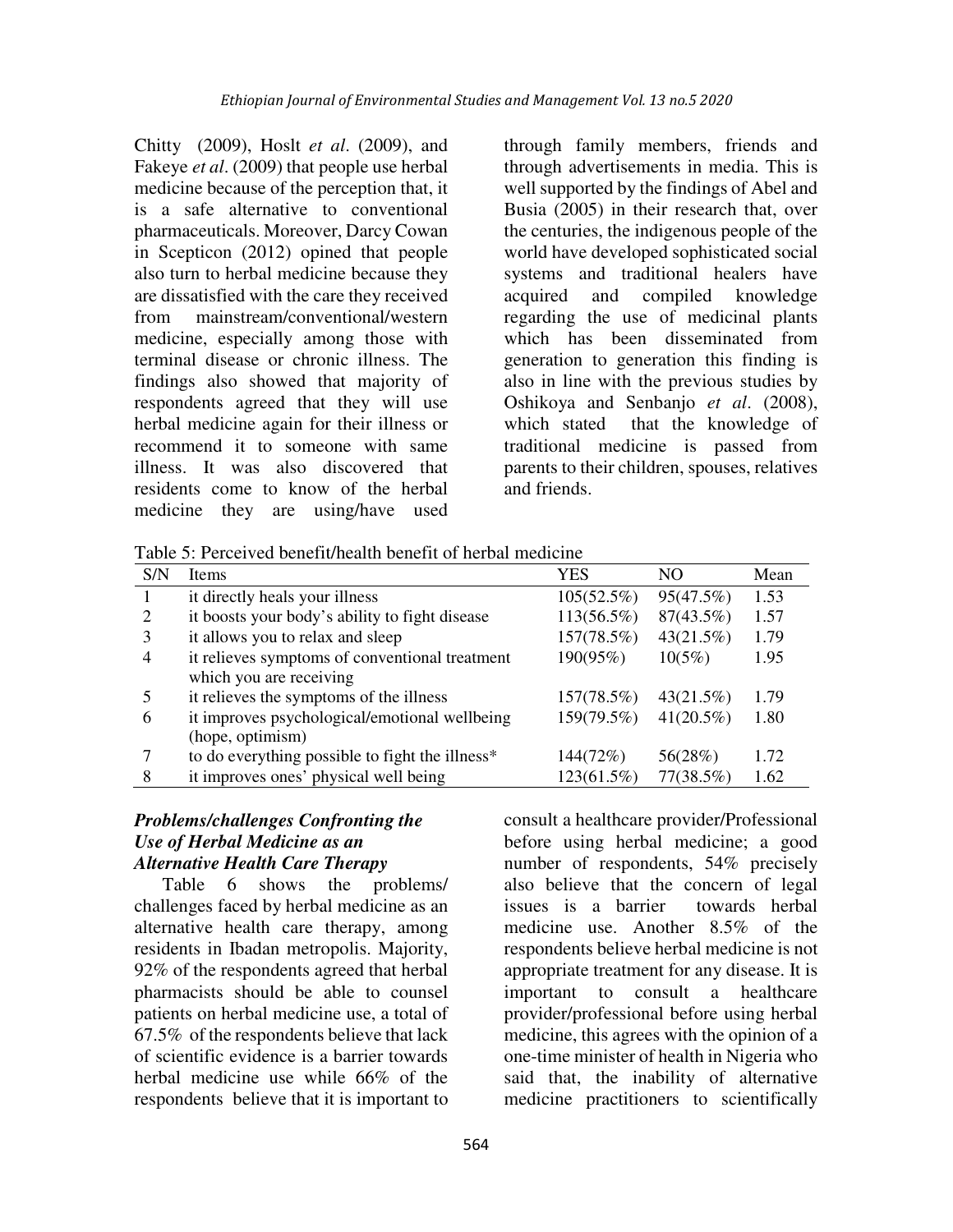Chitty (2009), Hoslt *et al*. (2009), and Fakeye *et al*. (2009) that people use herbal medicine because of the perception that, it is a safe alternative to conventional pharmaceuticals. Moreover, Darcy Cowan in Scepticon (2012) opined that people also turn to herbal medicine because they are dissatisfied with the care they received from mainstream/conventional/western medicine, especially among those with terminal disease or chronic illness. The findings also showed that majority of respondents agreed that they will use herbal medicine again for their illness or recommend it to someone with same illness. It was also discovered that residents come to know of the herbal medicine they are using/have used through family members, friends and through advertisements in media. This is well supported by the findings of Abel and Busia (2005) in their research that, over the centuries, the indigenous people of the world have developed sophisticated social systems and traditional healers have acquired and compiled knowledge regarding the use of medicinal plants which has been disseminated from generation to generation this finding is also in line with the previous studies by Oshikoya and Senbanjo *et al*. (2008), which stated that the knowledge of traditional medicine is passed from parents to their children, spouses, relatives and friends.

Table 5: Perceived benefit/health benefit of herbal medicine

| S/N | Items | YES | NO | Mean |
|---|---|---|---|---|
| 1 | it directly heals your illness | 105(52.5%) | 95(47.5%) | 1.53 |
| 2 | it boosts your body's ability to fight disease | 113(56.5%) | 87(43.5%) | 1.57 |
| 3 | it allows you to relax and sleep | 157(78.5%) | 43(21.5%) | 1.79 |
| 4 | it relieves symptoms of conventional treatment which you are receiving | 190(95%) | 10(5%) | 1.95 |
| 5 | it relieves the symptoms of the illness | 157(78.5%) | 43(21.5%) | 1.79 |
| 6 | it improves psychological/emotional wellbeing (hope, optimism) | 159(79.5%) | 41(20.5%) | 1.80 |
| 7 | to do everything possible to fight the illness* | 144(72%) | 56(28%) | 1.72 |
| 8 | it improves ones' physical well being | 123(61.5%) | 77(38.5%) | 1.62 |

### *Problems/challenges Confronting the Use of Herbal Medicine as an Alternative Health Care Therapy*

Table 6 shows the problems/ challenges faced by herbal medicine as an alternative health care therapy, among residents in Ibadan metropolis. Majority, 92% of the respondents agreed that herbal pharmacists should be able to counsel patients on herbal medicine use, a total of 67.5% of the respondents believe that lack of scientific evidence is a barrier towards herbal medicine use while 66% of the respondents believe that it is important to consult a healthcare provider/Professional before using herbal medicine; a good number of respondents, 54% precisely also believe that the concern of legal issues is a barrier towards herbal medicine use. Another 8.5% of the respondents believe herbal medicine is not appropriate treatment for any disease. It is important to consult a healthcare provider/professional before using herbal medicine, this agrees with the opinion of a one-time minister of health in Nigeria who said that, the inability of alternative medicine practitioners to scientifically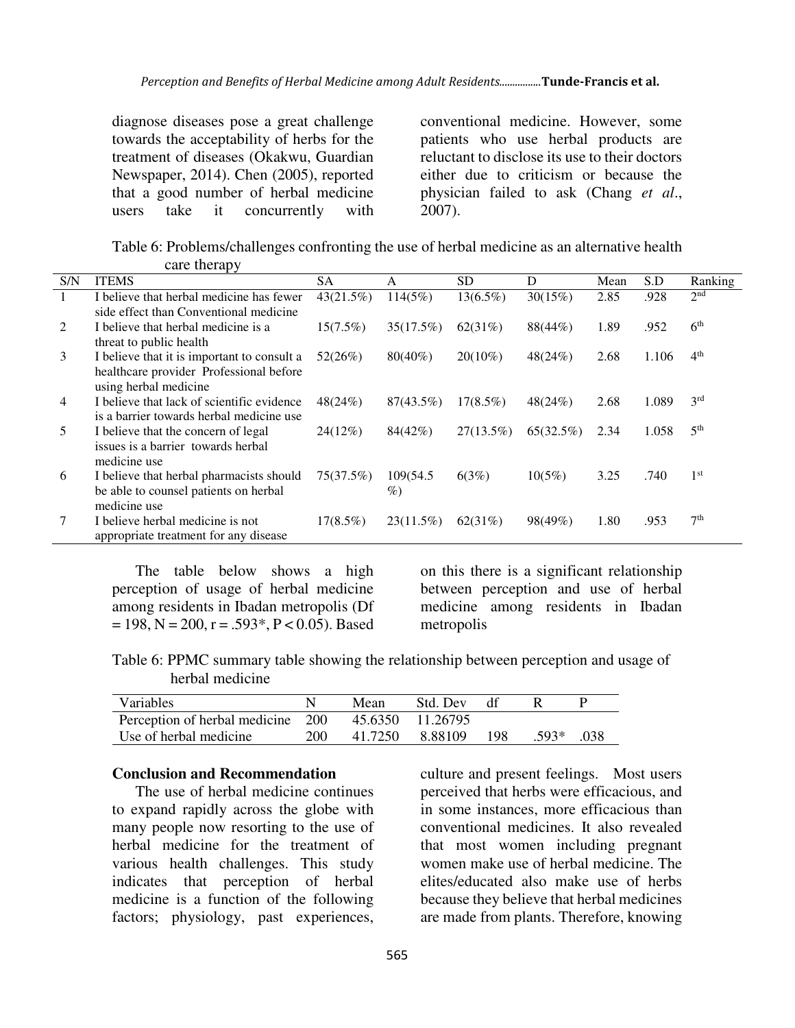diagnose diseases pose a great challenge towards the acceptability of herbs for the treatment of diseases (Okakwu, Guardian Newspaper, 2014). Chen (2005), reported that a good number of herbal medicine users take it concurrently with conventional medicine. However, some patients who use herbal products are reluctant to disclose its use to their doctors either due to criticism or because the physician failed to ask (Chang *et al*., 2007).

Table 6: Problems/challenges confronting the use of herbal medicine as an alternative health care therapy

| S/N | ITEMS | SA | A | SD | D | Mean | S.D | Ranking |
|---|---|---|---|---|---|---|---|---|
| 1 | I believe that herbal medicine has fewer side effect than Conventional medicine | 43(21.5%) | 114(5%) | 13(6.5%) | 30(15%) | 2.85 | .928 | 2nd |
| 2 | I believe that herbal medicine is a threat to public health | 15(7.5%) | 35(17.5%) | 62(31%) | 88(44%) | 1.89 | .952 | 6th |
| 3 | I believe that it is important to consult a healthcare provider Professional before using herbal medicine | 52(26%) | 80(40%) | 20(10%) | 48(24%) | 2.68 | 1.106 | 4th |
| 4 | I believe that lack of scientific evidence is a barrier towards herbal medicine use | 48(24%) | 87(43.5%) | 17(8.5%) | 48(24%) | 2.68 | 1.089 | 3rd |
| 5 | I believe that the concern of legal issues is a barrier towards herbal medicine use | 24(12%) | 84(42%) | 27(13.5%) | 65(32.5%) | 2.34 | 1.058 | 5th |
| 6 | I believe that herbal pharmacists should be able to counsel patients on herbal medicine use | 75(37.5%) | 109(54.5 %) | 6(3%) | 10(5%) | 3.25 | .740 | 1st |
| 7 | I believe herbal medicine is not appropriate treatment for any disease | 17(8.5%) | 23(11.5%) | 62(31%) | 98(49%) | 1.80 | .953 | 7th |

The table below shows a high perception of usage of herbal medicine among residents in Ibadan metropolis (Df = 198, N = 200, r = .593*, P < 0.05). Based on this there is a significant relationship between perception and use of herbal medicine among residents in Ibadan metropolis

Table 6: PPMC summary table showing the relationship between perception and usage of herbal medicine

| Variables | N | Mean | Std. Dev | df | R | P |
|---|---|---|---|---|---|---|
| Perception of herbal medicine | 200 | 45.6350 | 11.26795 | | | |
| Use of herbal medicine | 200 | 41.7250 | 8.88109 | 198 | .593* | .038 |

## Conclusion and Recommendation

The use of herbal medicine continues to expand rapidly across the globe with many people now resorting to the use of herbal medicine for the treatment of various health challenges. This study indicates that perception of herbal medicine is a function of the following factors; physiology, past experiences, culture and present feelings. Most users perceived that herbs were efficacious, and in some instances, more efficacious than conventional medicines. It also revealed that most women including pregnant women make use of herbal medicine. The elites/educated also make use of herbs because they believe that herbal medicines are made from plants. Therefore, knowing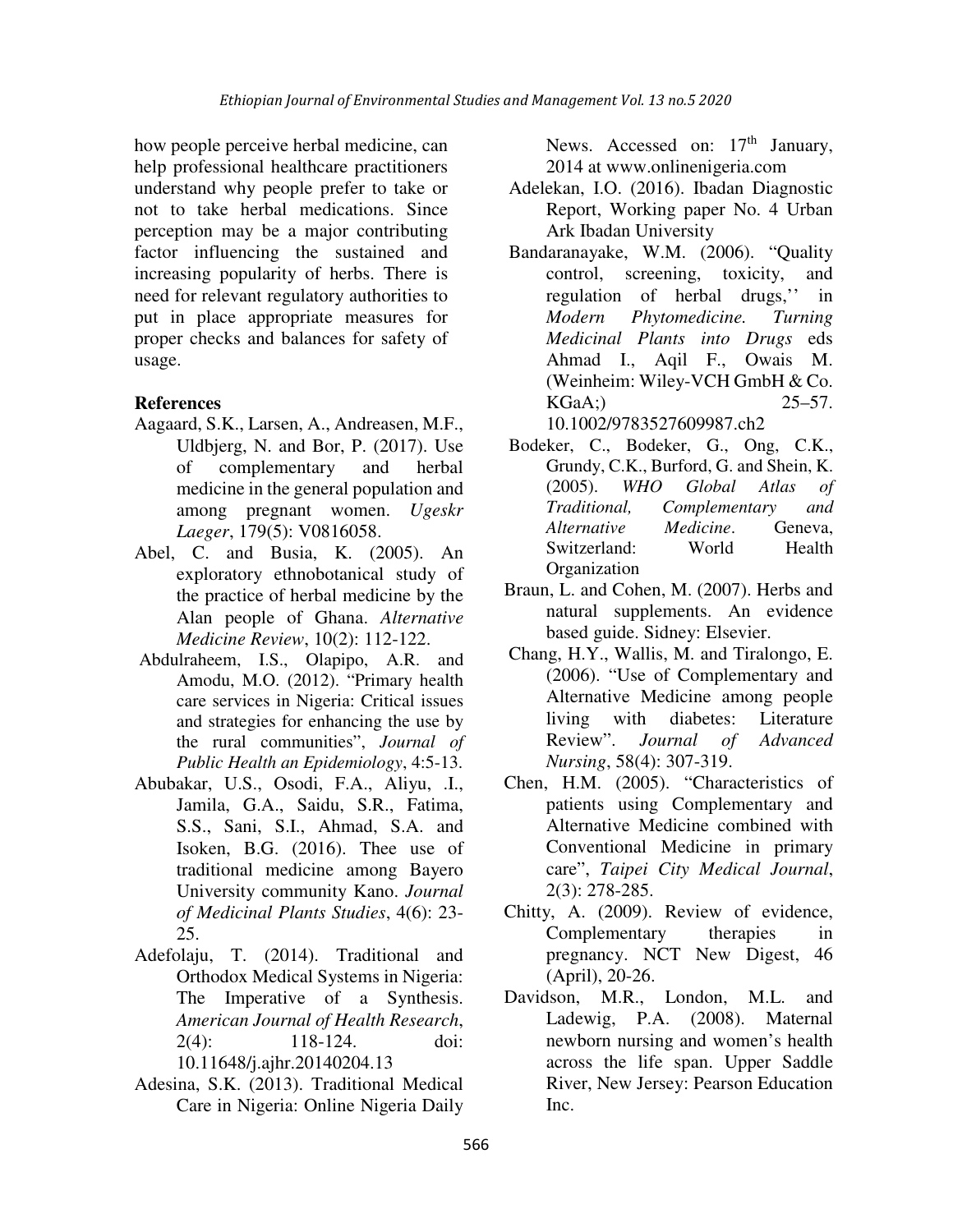how people perceive herbal medicine, can help professional healthcare practitioners understand why people prefer to take or not to take herbal medications. Since perception may be a major contributing factor influencing the sustained and increasing popularity of herbs. There is need for relevant regulatory authorities to put in place appropriate measures for proper checks and balances for safety of usage.

## References

Aagaard, S.K., Larsen, A., Andreasen, M.F., Uldbjerg, N. and Bor, P. (2017). Use of complementary and herbal medicine in the general population and among pregnant women. *Ugeskr Laeger*, 179(5): V0816058.

Abel, C. and Busia, K. (2005). An exploratory ethnobotanical study of the practice of herbal medicine by the Alan people of Ghana. *Alternative Medicine Review*, 10(2): 112-122.

Abdulraheem, I.S., Olapipo, A.R. and Amodu, M.O. (2012). "Primary health care services in Nigeria: Critical issues and strategies for enhancing the use by the rural communities", *Journal of Public Health an Epidemiology*, 4:5-13.

Abubakar, U.S., Osodi, F.A., Aliyu, .I., Jamila, G.A., Saidu, S.R., Fatima, S.S., Sani, S.I., Ahmad, S.A. and Isoken, B.G. (2016). Thee use of traditional medicine among Bayero University community Kano. *Journal of Medicinal Plants Studies*, 4(6): 23-25.

Adefolaju, T. (2014). Traditional and Orthodox Medical Systems in Nigeria: The Imperative of a Synthesis. *American Journal of Health Research*, 2(4): 118-124. doi: 10.11648/j.ajhr.20140204.13

Adesina, S.K. (2013). Traditional Medical Care in Nigeria: Online Nigeria Daily News. Accessed on: 17th January, 2014 at www.onlinenigeria.com

Adelekan, I.O. (2016). Ibadan Diagnostic Report, Working paper No. 4 Urban Ark Ibadan University

Bandaranayake, W.M. (2006). "Quality control, screening, toxicity, and regulation of herbal drugs,'' in *Modern Phytomedicine. Turning Medicinal Plants into Drugs* eds Ahmad I., Aqil F., Owais M. (Weinheim: Wiley-VCH GmbH & Co. KGaA;) 25–57. 10.1002/9783527609987.ch2

Bodeker, C., Bodeker, G., Ong, C.K., Grundy, C.K., Burford, G. and Shein, K. (2005). *WHO Global Atlas of Traditional, Complementary and Alternative Medicine*. Geneva, Switzerland: World Health Organization

Braun, L. and Cohen, M. (2007). Herbs and natural supplements. An evidence based guide. Sidney: Elsevier.

Chang, H.Y., Wallis, M. and Tiralongo, E. (2006). "Use of Complementary and Alternative Medicine among people living with diabetes: Literature Review". *Journal of Advanced Nursing*, 58(4): 307-319.

Chen, H.M. (2005). "Characteristics of patients using Complementary and Alternative Medicine combined with Conventional Medicine in primary care", *Taipei City Medical Journal*, 2(3): 278-285.

Chitty, A. (2009). Review of evidence, Complementary therapies in pregnancy. NCT New Digest, 46 (April), 20-26.

Davidson, M.R., London, M.L. and Ladewig, P.A. (2008). Maternal newborn nursing and women's health across the life span. Upper Saddle River, New Jersey: Pearson Education Inc.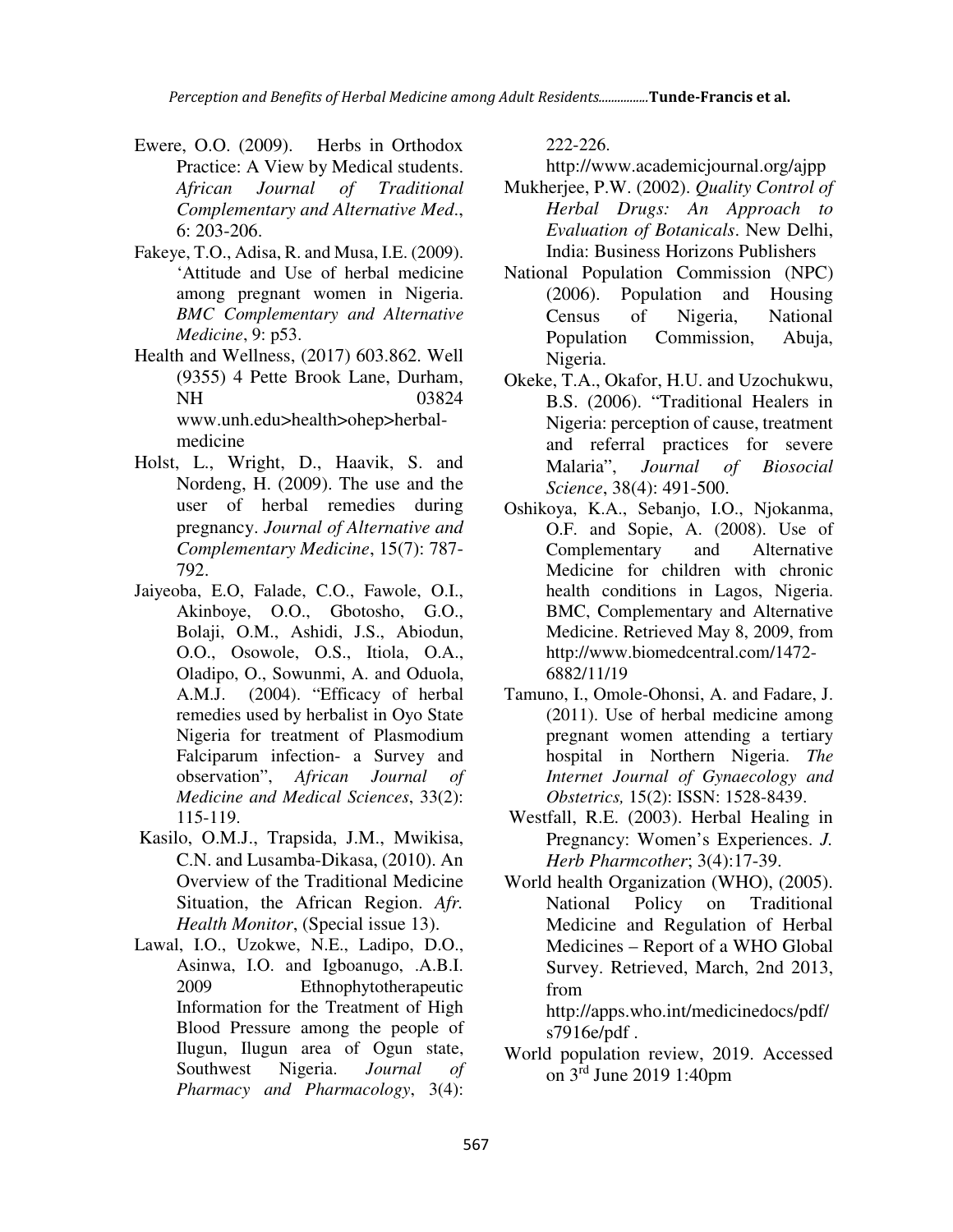Ewere, O.O. (2009). Herbs in Orthodox Practice: A View by Medical students. *African Journal of Traditional Complementary and Alternative Med*., 6: 203-206.

Fakeye, T.O., Adisa, R. and Musa, I.E. (2009). 'Attitude and Use of herbal medicine among pregnant women in Nigeria. *BMC Complementary and Alternative Medicine*, 9: p53.

Health and Wellness, (2017) 603.862. Well (9355) 4 Pette Brook Lane, Durham, NH 03824 www.unh.edu>health>ohep>herbal-medicine

Holst, L., Wright, D., Haavik, S. and Nordeng, H. (2009). The use and the user of herbal remedies during pregnancy. *Journal of Alternative and Complementary Medicine*, 15(7): 787-792.

Jaiyeoba, E.O, Falade, C.O., Fawole, O.I., Akinboye, O.O., Gbotosho, G.O., Bolaji, O.M., Ashidi, J.S., Abiodun, O.O., Osowole, O.S., Itiola, O.A., Oladipo, O., Sowunmi, A. and Oduola, A.M.J. (2004). "Efficacy of herbal remedies used by herbalist in Oyo State Nigeria for treatment of Plasmodium Falciparum infection- a Survey and observation", *African Journal of Medicine and Medical Sciences*, 33(2): 115-119.

Kasilo, O.M.J., Trapsida, J.M., Mwikisa, C.N. and Lusamba-Dikasa, (2010). An Overview of the Traditional Medicine Situation, the African Region. *Afr. Health Monitor*, (Special issue 13).

Lawal, I.O., Uzokwe, N.E., Ladipo, D.O., Asinwa, I.O. and Igboanugo, .A.B.I. 2009 Ethnophytotherapeutic Information for the Treatment of High Blood Pressure among the people of Ilugun, Ilugun area of Ogun state, Southwest Nigeria. *Journal of Pharmacy and Pharmacology*, 3(4): 222-226. http://www.academicjournal.org/ajpp

Mukherjee, P.W. (2002). *Quality Control of Herbal Drugs: An Approach to Evaluation of Botanicals*. New Delhi, India: Business Horizons Publishers

National Population Commission (NPC) (2006). Population and Housing Census of Nigeria, National Population Commission, Abuja, Nigeria.

Okeke, T.A., Okafor, H.U. and Uzochukwu, B.S. (2006). "Traditional Healers in Nigeria: perception of cause, treatment and referral practices for severe Malaria", *Journal of Biosocial Science*, 38(4): 491-500.

Oshikoya, K.A., Sebanjo, I.O., Njokanma, O.F. and Sopie, A. (2008). Use of Complementary and Alternative Medicine for children with chronic health conditions in Lagos, Nigeria. BMC, Complementary and Alternative Medicine. Retrieved May 8, 2009, from http://www.biomedcentral.com/1472-6882/11/19

Tamuno, I., Omole-Ohonsi, A. and Fadare, J. (2011). Use of herbal medicine among pregnant women attending a tertiary hospital in Northern Nigeria. *The Internet Journal of Gynaecology and Obstetrics,* 15(2): ISSN: 1528-8439.

Westfall, R.E. (2003). Herbal Healing in Pregnancy: Women's Experiences. *J. Herb Pharmcother*; 3(4):17-39.

World health Organization (WHO), (2005). National Policy on Traditional Medicine and Regulation of Herbal Medicines – Report of a WHO Global Survey. Retrieved, March, 2nd 2013, from http://apps.who.int/medicinedocs/pdf/s7916e/pdf .

World population review, 2019. Accessed on 3rd June 2019 1:40pm